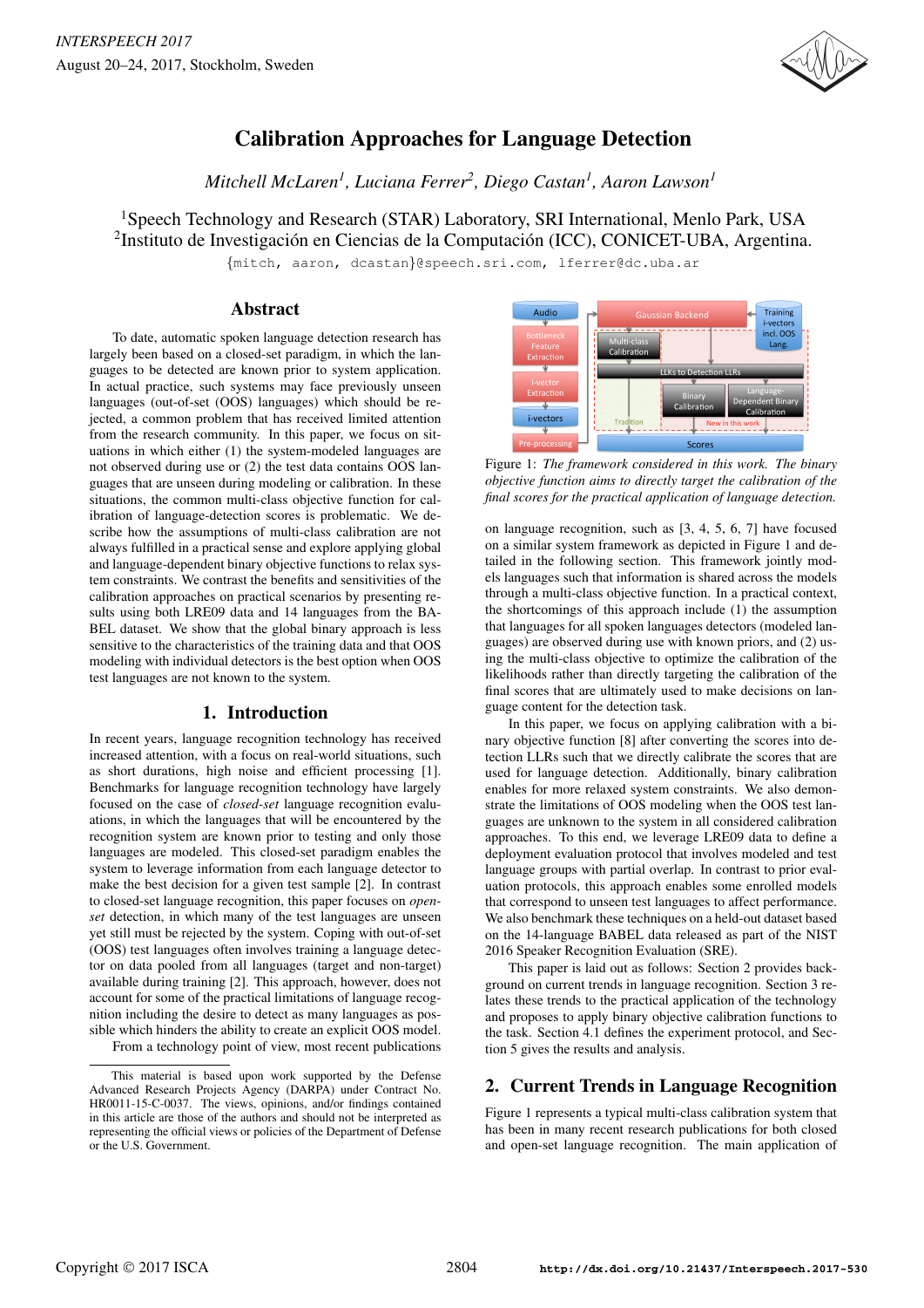# Calibration Approaches for Language Detection

*Mitchell McLaren[1], Luciana Ferrer[2], Diego Castan[1], Aaron Lawson[1]*

[1]Speech Technology and Research (STAR) Laboratory, SRI International, Menlo Park, USA
[2]Instituto de Investigación en Ciencias de la Computación (ICC), CONICET-UBA, Argentina.

{mitch, aaron, dcastan}@speech.sri.com, lferrer@dc.uba.ar

## Abstract

To date, automatic spoken language detection research has largely been based on a closed-set paradigm, in which the languages to be detected are known prior to system application. In actual practice, such systems may face previously unseen languages (out-of-set (OOS) languages) which should be rejected, a common problem that has received limited attention from the research community. In this paper, we focus on situations in which either (1) the system-modeled languages are not observed during use or (2) the test data contains OOS languages that are unseen during modeling or calibration. In these situations, the common multi-class objective function for calibration of language-detection scores is problematic. We describe how the assumptions of multi-class calibration are not always fulfilled in a practical sense and explore applying global and language-dependent binary objective functions to relax system constraints. We contrast the benefits and sensitivities of the calibration approaches on practical scenarios by presenting results using both LRE09 data and 14 languages from the BABEL dataset. We show that the global binary approach is less sensitive to the characteristics of the training data and that OOS modeling with individual detectors is the best option when OOS test languages are not known to the system.

## 1. Introduction

In recent years, language recognition technology has received increased attention, with a focus on real-world situations, such as short durations, high noise and efficient processing [1]. Benchmarks for language recognition technology have largely focused on the case of *closed-set* language recognition evaluations, in which the languages that will be encountered by the recognition system are known prior to testing and only those languages are modeled. This closed-set paradigm enables the system to leverage information from each language detector to make the best decision for a given test sample [2]. In contrast to closed-set language recognition, this paper focuses on *open-set* detection, in which many of the test languages are unseen yet still must be rejected by the system. Coping with out-of-set (OOS) test languages often involves training a language detector on data pooled from all languages (target and non-target) available during training [2]. This approach, however, does not account for some of the practical limitations of language recognition including the desire to detect as many languages as possible which hinders the ability to create an explicit OOS model.

From a technology point of view, most recent publications on language recognition, such as [3, 4, 5, 6, 7] have focused on a similar system framework as depicted in Figure 1 and detailed in the following section. This framework jointly models languages such that information is shared across the models through a multi-class objective function. In a practical context, the shortcomings of this approach include (1) the assumption that languages for all spoken languages detectors (modeled languages) are observed during use with known priors, and (2) using the multi-class objective to optimize the calibration of the likelihoods rather than directly targeting the calibration of the final scores that are ultimately used to make decisions on language content for the detection task.

Figure 1: *The framework considered in this work. The binary objective function aims to directly target the calibration of the final scores for the practical application of language detection.*

In this paper, we focus on applying calibration with a binary objective function [8] after converting the scores into detection LLRs such that we directly calibrate the scores that are used for language detection. Additionally, binary calibration enables for more relaxed system constraints. We also demonstrate the limitations of OOS modeling when the OOS test languages are unknown to the system in all considered calibration approaches. To this end, we leverage LRE09 data to define a deployment evaluation protocol that involves modeled and test language groups with partial overlap. In contrast to prior evaluation protocols, this approach enables some enrolled models that correspond to unseen test languages to affect performance. We also benchmark these techniques on a held-out dataset based on the 14-language BABEL data released as part of the NIST 2016 Speaker Recognition Evaluation (SRE).

This paper is laid out as follows: Section 2 provides background on current trends in language recognition. Section 3 relates these trends to the practical application of the technology and proposes to apply binary objective calibration functions to the task. Section 4.1 defines the experiment protocol, and Section 5 gives the results and analysis.

## 2. Current Trends in Language Recognition

Figure 1 represents a typical multi-class calibration system that has been in many recent research publications for both closed and open-set language recognition. The main application of

---

This material is based upon work supported by the Defense Advanced Research Projects Agency (DARPA) under Contract No. HR0011-15-C-0037. The views, opinions, and/or findings contained in this article are those of the authors and should not be interpreted as representing the official views or policies of the Department of Defense or the U.S. Government.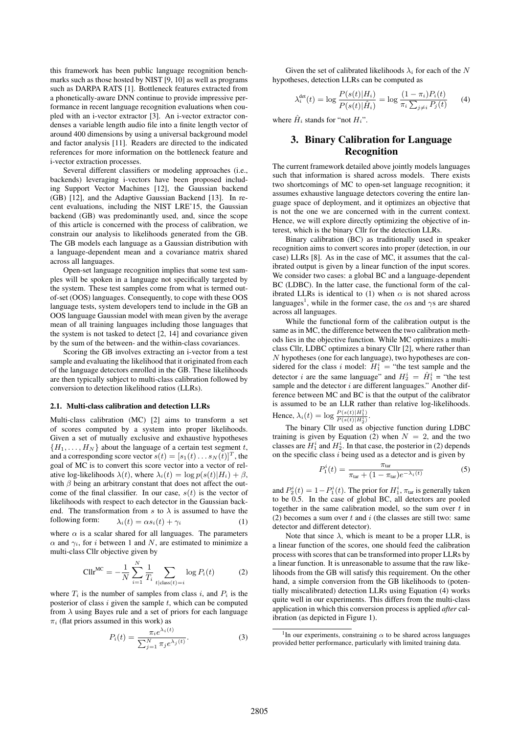this framework has been public language recognition benchmarks such as those hosted by NIST [9, 10] as well as programs such as DARPA RATS [1]. Bottleneck features extracted from a phonetically-aware DNN continue to provide impressive performance in recent language recognition evaluations when coupled with an i-vector extractor [3]. An i-vector extractor condenses a variable length audio file into a finite length vector of around 400 dimensions by using a universal background model and factor analysis [11]. Readers are directed to the indicated references for more information on the bottleneck feature and i-vector extraction processes.

Several different classifiers or modeling approaches (i.e., backends) leveraging i-vectors have been proposed including Support Vector Machines [12], the Gaussian backend (GB) [12], and the Adaptive Gaussian Backend [13]. In recent evaluations, including the NIST LRE'15, the Gaussian backend (GB) was predominantly used, and, since the scope of this article is concerned with the process of calibration, we constrain our analysis to likelihoods generated from the GB. The GB models each language as a Gaussian distribution with a language-dependent mean and a covariance matrix shared across all languages.

Open-set language recognition implies that some test samples will be spoken in a language not specifically targeted by the system. These test samples come from what is termed out-of-set (OOS) languages. Consequently, to cope with these OOS language tests, system developers tend to include in the GB an OOS language Gaussian model with mean given by the average mean of all training languages including those languages that the system is not tasked to detect [2, 14] and covariance given by the sum of the between- and the within-class covariances.

Scoring the GB involves extracting an i-vector from a test sample and evaluating the likelihood that it originated from each of the language detectors enrolled in the GB. These likelihoods are then typically subject to multi-class calibration followed by conversion to detection likelihood ratios (LLRs).

### 2.1. Multi-class calibration and detection LLRs

Multi-class calibration (MC) [2] aims to transform a set of scores computed by a system into proper likelihoods. Given a set of mutually exclusive and exhaustive hypotheses $\{H_1, \ldots, H_N\}$ about the language of a certain test segment $t$, and a corresponding score vector $s(t) = [s_1(t) \ldots s_N(t)]^T$, the goal of MC is to convert this score vector into a vector of relative log-likelihoods $\lambda(t)$, where $\lambda_i(t) = \log p(s(t)|H_i) + \beta$, with $\beta$ being an arbitrary constant that does not affect the outcome of the final classifier. In our case, $s(t)$ is the vector of likelihoods with respect to each detector in the Gaussian backend. The transformation from $s$ to $\lambda$ is assumed to have the following form:

$$\lambda_i(t) = \alpha s_i(t) + \gamma_i \tag{1}$$

where $\alpha$ is a scalar shared for all languages. The parameters $\alpha$ and $\gamma_i$, for $i$ between 1 and $N$, are estimated to minimize a multi-class Cllr objective given by

$$\text{Cllr}^{\text{MC}} = -\frac{1}{N}\sum_{i=1}^{N}\frac{1}{T_i}\sum_{t|\text{class}(t)=i}\log P_i(t) \tag{2}$$

where $T_i$ is the number of samples from class $i$, and $P_i$ is the posterior of class $i$ given the sample $t$, which can be computed from $\lambda$ using Bayes rule and a set of priors for each language $\pi_i$ (flat priors assumed in this work) as

$$P_i(t) = \frac{\pi_i e^{\lambda_i(t)}}{\sum_{j=1}^{N}\pi_j e^{\lambda_j(t)}}. \tag{3}$$

Given the set of calibrated likelihoods $\lambda_i$ for each of the $N$ hypotheses, detection LLRs can be computed as

$$\lambda_i^{\text{det}}(t) = \log\frac{P(s(t)|H_i)}{P(s(t)|\hat{H}_i)} = \log\frac{(1-\pi_i)P_i(t)}{\pi_i\sum_{j\neq i}P_j(t)} \tag{4}$$

where $\hat{H}_i$ stands for "not $H_i$".

## 3. Binary Calibration for Language Recognition

The current framework detailed above jointly models languages such that information is shared across models. There exists two shortcomings of MC to open-set language recognition; it assumes exhaustive language detectors covering the entire language space of deployment, and it optimizes an objective that is not the one we are concerned with in the current context. Hence, we will explore directly optimizing the objective of interest, which is the binary Cllr for the detection LLRs.

Binary calibration (BC) as traditionally used in speaker recognition aims to convert scores into proper (detection, in our case) LLRs [8]. As in the case of MC, it assumes that the calibrated output is given by a linear function of the input scores. We consider two cases: a global BC and a language-dependent BC (LDBC). In the latter case, the functional form of the calibrated LLRs is identical to (1) when $\alpha$ is not shared across languages[1], while in the former case, the $\alpha$s and $\gamma$s are shared across all languages.

While the functional form of the calibration output is the same as in MC, the difference between the two calibration methods lies in the objective function. While MC optimizes a multi-class Cllr, LDBC optimizes a binary Cllr [2], where rather than $N$ hypotheses (one for each language), two hypotheses are considered for the class $i$ model: $H_1^i$ = "the test sample and the detector $i$ are the same language" and $H_2^i = \hat{H}_1^i$ = "the test sample and the detector $i$ are different languages." Another difference between MC and BC is that the output of the calibrator is assumed to be an LLR rather than relative log-likelihoods. Hence, $\lambda_i(t) = \log\frac{P(s(t)|H_1^i)}{P(s(t)|H_2^i)}$.

The binary Cllr used as objective function during LDBC training is given by Equation (2) when $N = 2$, and the two classes are $H_1^i$ and $H_2^i$. In that case, the posterior in (2) depends on the specific class $i$ being used as a detector and is given by

$$P_1^i(t) = \frac{\pi_{\text{tar}}}{\pi_{\text{tar}} + (1-\pi_{\text{tar}})e^{-\lambda_i(t)}} \tag{5}$$

and $P_2^i(t) = 1 - P_1^i(t)$. The prior for $H_1^i$, $\pi_{\text{tar}}$ is generally taken to be 0.5. In the case of global BC, all detectors are pooled together in the same calibration model, so the sum over $t$ in (2) becomes a sum over $t$ and $i$ (the classes are still two: same detector and different detector).

Note that since $\lambda$, which is meant to be a proper LLR, is a linear function of the scores, one should feed the calibration process with scores that can be transformed into proper LLRs by a linear function. It is unreasonable to assume that the raw likelihoods from the GB will satisfy this requirement. On the other hand, a simple conversion from the GB likelihoods to (potentially miscalibrated) detection LLRs using Equation (4) works quite well in our experiments. This differs from the multi-class application in which this conversion process is applied *after* calibration (as depicted in Figure 1).

[1] In our experiments, constraining $\alpha$ to be shared across languages provided better performance, particularly with limited training data.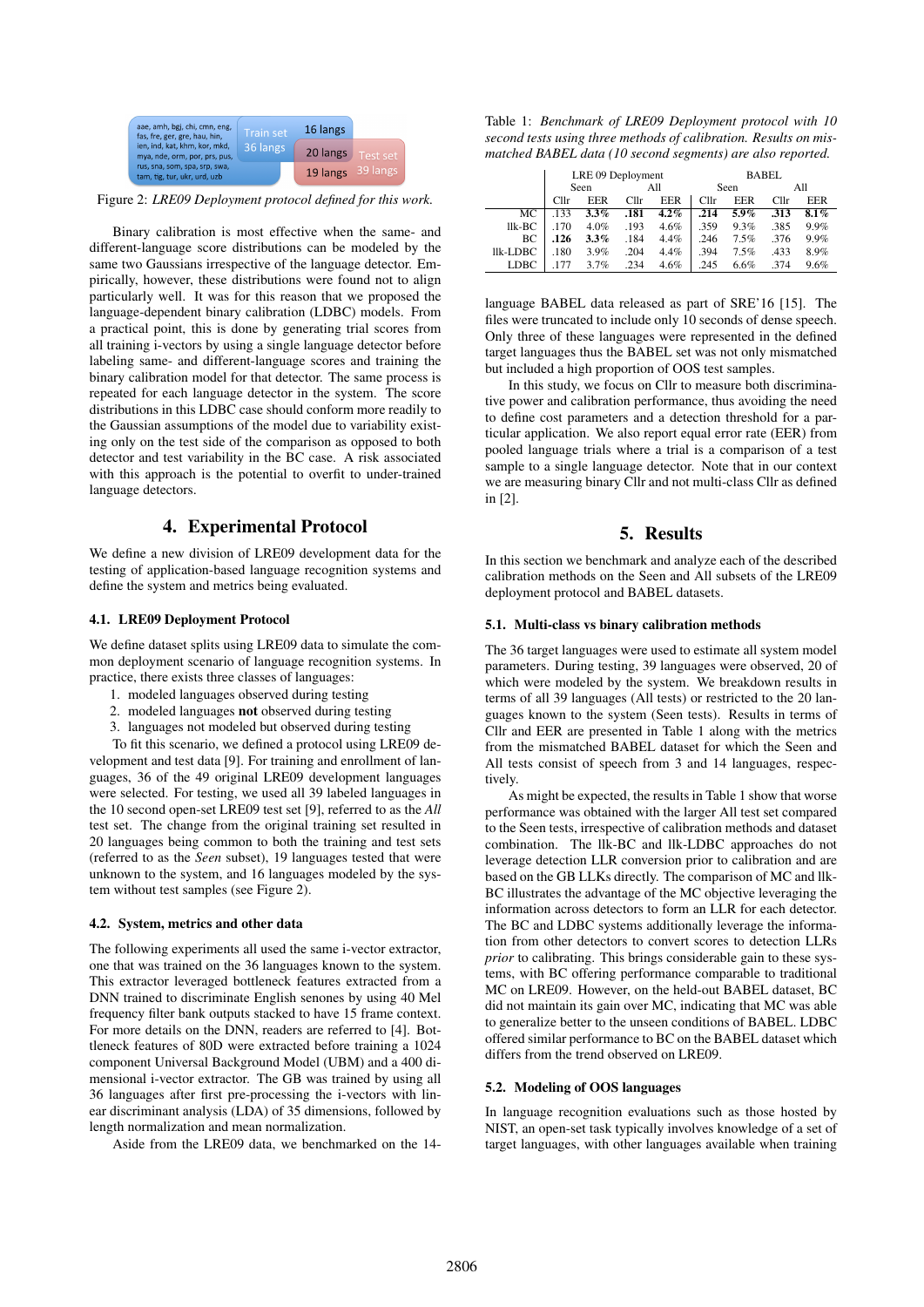aae, amh, bgj, chi, cmn, eng, fas, fre, ger, gre, hau, hin, ien, ind, kat, khm, kor, mkd, mya, nde, orm, por, prs, pus, rus, sna, som, spa, srp, swa, tam, tig, tur, ukr, urd, uzb

Train set 36 langs | 16 langs | 20 langs | 19 langs | Test set 39 langs

Figure 2: *LRE09 Deployment protocol defined for this work.*

Binary calibration is most effective when the same- and different-language score distributions can be modeled by the same two Gaussians irrespective of the language detector. Empirically, however, these distributions were found not to align particularly well. It was for this reason that we proposed the language-dependent binary calibration (LDBC) models. From a practical point, this is done by generating trial scores from all training i-vectors by using a single language detector before labeling same- and different-language scores and training the binary calibration model for that detector. The same process is repeated for each language detector in the system. The score distributions in this LDBC case should conform more readily to the Gaussian assumptions of the model due to variability existing only on the test side of the comparison as opposed to both detector and test variability in the BC case. A risk associated with this approach is the potential to overfit to under-trained language detectors.

# 4. Experimental Protocol

We define a new division of LRE09 development data for the testing of application-based language recognition systems and define the system and metrics being evaluated.

## 4.1. LRE09 Deployment Protocol

We define dataset splits using LRE09 data to simulate the common deployment scenario of language recognition systems. In practice, there exists three classes of languages:

1. modeled languages observed during testing
2. modeled languages **not** observed during testing
3. languages not modeled but observed during testing

To fit this scenario, we defined a protocol using LRE09 development and test data [9]. For training and enrollment of languages, 36 of the 49 original LRE09 development languages were selected. For testing, we used all 39 labeled languages in the 10 second open-set LRE09 test set [9], referred to as the *All* test set. The change from the original training set resulted in 20 languages being common to both the training and test sets (referred to as the *Seen* subset), 19 languages tested that were unknown to the system, and 16 languages modeled by the system without test samples (see Figure 2).

## 4.2. System, metrics and other data

The following experiments all used the same i-vector extractor, one that was trained on the 36 languages known to the system. This extractor leveraged bottleneck features extracted from a DNN trained to discriminate English senones by using 40 Mel frequency filter bank outputs stacked to have 15 frame context. For more details on the DNN, readers are referred to [4]. Bottleneck features of 80D were extracted before training a 1024 component Universal Background Model (UBM) and a 400 dimensional i-vector extractor. The GB was trained by using all 36 languages after first pre-processing the i-vectors with linear discriminant analysis (LDA) of 35 dimensions, followed by length normalization and mean normalization.

Aside from the LRE09 data, we benchmarked on the 14-language BABEL data released as part of SRE'16 [15]. The files were truncated to include only 10 seconds of dense speech. Only three of these languages were represented in the defined target languages thus the BABEL set was not only mismatched but included a high proportion of OOS test samples.

In this study, we focus on Cllr to measure both discriminative power and calibration performance, thus avoiding the need to define cost parameters and a detection threshold for a particular application. We also report equal error rate (EER) from pooled language trials where a trial is a comparison of a test sample to a single language detector. Note that in our context we are measuring binary Cllr and not multi-class Cllr as defined in [2].

Table 1: *Benchmark of LRE09 Deployment protocol with 10 second tests using three methods of calibration. Results on mismatched BABEL data (10 second segments) are also reported.*

| | LRE 09 Deployment | | | | BABEL | | | |
|---|---|---|---|---|---|---|---|---|
| | Seen | | All | | Seen | | All | |
| | Cllr | EER | Cllr | EER | Cllr | EER | Cllr | EER |
| MC | .133 | **3.3%** | **.181** | **4.2%** | **.214** | **5.9%** | **.313** | **8.1%** |
| llk-BC | .170 | 4.0% | .193 | 4.6% | .359 | 9.3% | .385 | 9.9% |
| BC | **.126** | **3.3%** | .184 | 4.4% | .246 | 7.5% | .376 | 9.9% |
| llk-LDBC | .180 | 3.9% | .204 | 4.4% | .394 | 7.5% | .433 | 8.9% |
| LDBC | .177 | 3.7% | .234 | 4.6% | .245 | 6.6% | .374 | 9.6% |

# 5. Results

In this section we benchmark and analyze each of the described calibration methods on the Seen and All subsets of the LRE09 deployment protocol and BABEL datasets.

## 5.1. Multi-class vs binary calibration methods

The 36 target languages were used to estimate all system model parameters. During testing, 39 languages were observed, 20 of which were modeled by the system. We breakdown results in terms of all 39 languages (All tests) or restricted to the 20 languages known to the system (Seen tests). Results in terms of Cllr and EER are presented in Table 1 along with the metrics from the mismatched BABEL dataset for which the Seen and All tests consist of speech from 3 and 14 languages, respectively.

As might be expected, the results in Table 1 show that worse performance was obtained with the larger All test set compared to the Seen tests, irrespective of calibration methods and dataset combination. The llk-BC and llk-LDBC approaches do not leverage detection LLR conversion prior to calibration and are based on the GB LLKs directly. The comparison of MC and llk-BC illustrates the advantage of the MC objective leveraging the information across detectors to form an LLR for each detector. The BC and LDBC systems additionally leverage the information from other detectors to convert scores to detection LLRs *prior* to calibrating. This brings considerable gain to these systems, with BC offering performance comparable to traditional MC on LRE09. However, on the held-out BABEL dataset, BC did not maintain its gain over MC, indicating that MC was able to generalize better to the unseen conditions of BABEL. LDBC offered similar performance to BC on the BABEL dataset which differs from the trend observed on LRE09.

## 5.2. Modeling of OOS languages

In language recognition evaluations such as those hosted by NIST, an open-set task typically involves knowledge of a set of target languages, with other languages available when training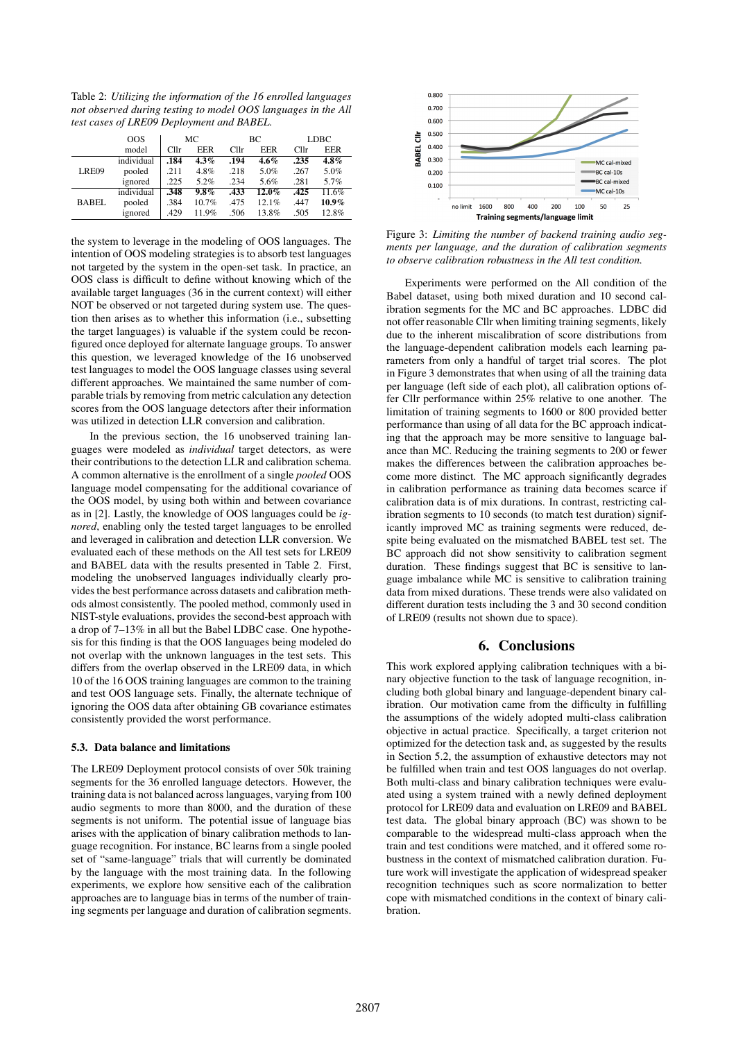Table 2: *Utilizing the information of the 16 enrolled languages not observed during testing to model OOS languages in the All test cases of LRE09 Deployment and BABEL.*

| | OOS model | MC Cllr | MC EER | BC Cllr | BC EER | LDBC Cllr | LDBC EER |
|---|---|---|---|---|---|---|---|
| LRE09 | individual | **.184** | **4.3%** | **.194** | **4.6%** | **.235** | **4.8%** |
| | pooled | .211 | 4.8% | .218 | 5.0% | .267 | 5.0% |
| | ignored | .225 | 5.2% | .234 | 5.6% | .281 | 5.7% |
| BABEL | individual | **.348** | **9.8%** | **.433** | **12.0%** | **.425** | 11.6% |
| | pooled | .384 | 10.7% | .475 | 12.1% | .447 | **10.9%** |
| | ignored | .429 | 11.9% | .506 | 13.8% | .505 | 12.8% |

the system to leverage in the modeling of OOS languages. The intention of OOS modeling strategies is to absorb test languages not targeted by the system in the open-set task. In practice, an OOS class is difficult to define without knowing which of the available target languages (36 in the current context) will either NOT be observed or not targeted during system use. The question then arises as to whether this information (i.e., subsetting the target languages) is valuable if the system could be reconfigured once deployed for alternate language groups. To answer this question, we leveraged knowledge of the 16 unobserved test languages to model the OOS language classes using several different approaches. We maintained the same number of comparable trials by removing from metric calculation any detection scores from the OOS language detectors after their information was utilized in detection LLR conversion and calibration.

In the previous section, the 16 unobserved training languages were modeled as *individual* target detectors, as were their contributions to the detection LLR and calibration schema. A common alternative is the enrollment of a single *pooled* OOS language model compensating for the additional covariance of the OOS model, by using both within and between covariance as in [2]. Lastly, the knowledge of OOS languages could be *ignored*, enabling only the tested target languages to be enrolled and leveraged in calibration and detection LLR conversion. We evaluated each of these methods on the All test sets for LRE09 and BABEL data with the results presented in Table 2. First, modeling the unobserved languages individually clearly provides the best performance across datasets and calibration methods almost consistently. The pooled method, commonly used in NIST-style evaluations, provides the second-best approach with a drop of 7–13% in all but the Babel LDBC case. One hypothesis for this finding is that the OOS languages being modeled do not overlap with the unknown languages in the test sets. This differs from the overlap observed in the LRE09 data, in which 10 of the 16 OOS training languages are common to the training and test OOS language sets. Finally, the alternate technique of ignoring the OOS data after obtaining GB covariance estimates consistently provided the worst performance.

### 5.3. Data balance and limitations

The LRE09 Deployment protocol consists of over 50k training segments for the 36 enrolled language detectors. However, the training data is not balanced across languages, varying from 100 audio segments to more than 8000, and the duration of these segments is not uniform. The potential issue of language bias arises with the application of binary calibration methods to language recognition. For instance, BC learns from a single pooled set of "same-language" trials that will currently be dominated by the language with the most training data. In the following experiments, we explore how sensitive each of the calibration approaches are to language bias in terms of the number of training segments per language and duration of calibration segments.

Figure 3: *Limiting the number of backend training audio segments per language, and the duration of calibration segments to observe calibration robustness in the All test condition.*

Experiments were performed on the All condition of the Babel dataset, using both mixed duration and 10 second calibration segments for the MC and BC approaches. LDBC did not offer reasonable Cllr when limiting training segments, likely due to the inherent miscalibration of score distributions from the language-dependent calibration models each learning parameters from only a handful of target trial scores. The plot in Figure 3 demonstrates that when using of all the training data per language (left side of each plot), all calibration options offer Cllr performance within 25% relative to one another. The limitation of training segments to 1600 or 800 provided better performance than using of all data for the BC approach indicating that the approach may be more sensitive to language balance than MC. Reducing the training segments to 200 or fewer makes the differences between the calibration approaches become more distinct. The MC approach significantly degrades in calibration performance as training data becomes scarce if calibration data is of mix durations. In contrast, restricting calibration segments to 10 seconds (to match test duration) significantly improved MC as training segments were reduced, despite being evaluated on the mismatched BABEL test set. The BC approach did not show sensitivity to calibration segment duration. These findings suggest that BC is sensitive to language imbalance while MC is sensitive to calibration training data from mixed durations. These trends were also validated on different duration tests including the 3 and 30 second condition of LRE09 (results not shown due to space).

## 6. Conclusions

This work explored applying calibration techniques with a binary objective function to the task of language recognition, including both global binary and language-dependent binary calibration. Our motivation came from the difficulty in fulfilling the assumptions of the widely adopted multi-class calibration objective in actual practice. Specifically, a target criterion not optimized for the detection task and, as suggested by the results in Section 5.2, the assumption of exhaustive detectors may not be fulfilled when train and test OOS languages do not overlap. Both multi-class and binary calibration techniques were evaluated using a system trained with a newly defined deployment protocol for LRE09 data and evaluation on LRE09 and BABEL test data. The global binary approach (BC) was shown to be comparable to the widespread multi-class approach when the train and test conditions were matched, and it offered some robustness in the context of mismatched calibration duration. Future work will investigate the application of widespread speaker recognition techniques such as score normalization to better cope with mismatched conditions in the context of binary calibration.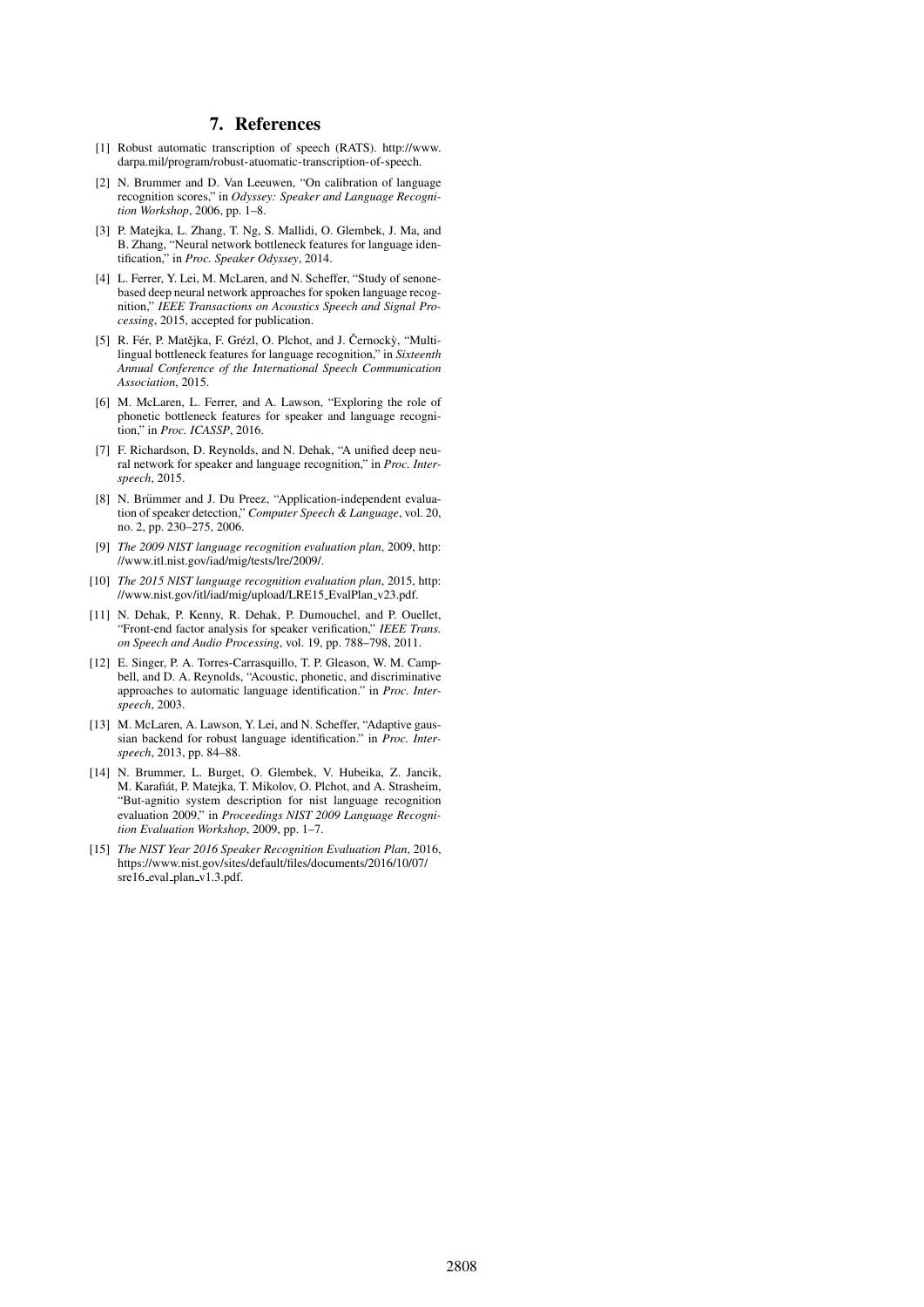## 7. References

[1] Robust automatic transcription of speech (RATS). http://www.darpa.mil/program/robust-atuomatic-transcription-of-speech.

[2] N. Brummer and D. Van Leeuwen, "On calibration of language recognition scores," in *Odyssey: Speaker and Language Recognition Workshop*, 2006, pp. 1–8.

[3] P. Matejka, L. Zhang, T. Ng, S. Mallidi, O. Glembek, J. Ma, and B. Zhang, "Neural network bottleneck features for language identification," in *Proc. Speaker Odyssey*, 2014.

[4] L. Ferrer, Y. Lei, M. McLaren, and N. Scheffer, "Study of senone-based deep neural network approaches for spoken language recognition," *IEEE Transactions on Acoustics Speech and Signal Processing*, 2015, accepted for publication.

[5] R. Fér, P. Matějka, F. Grézl, O. Plchot, and J. Černockỳ, "Multilingual bottleneck features for language recognition," in *Sixteenth Annual Conference of the International Speech Communication Association*, 2015.

[6] M. McLaren, L. Ferrer, and A. Lawson, "Exploring the role of phonetic bottleneck features for speaker and language recognition," in *Proc. ICASSP*, 2016.

[7] F. Richardson, D. Reynolds, and N. Dehak, "A unified deep neural network for speaker and language recognition," in *Proc. Interspeech*, 2015.

[8] N. Brümmer and J. Du Preez, "Application-independent evaluation of speaker detection," *Computer Speech & Language*, vol. 20, no. 2, pp. 230–275, 2006.

[9] *The 2009 NIST language recognition evaluation plan*, 2009, http://www.itl.nist.gov/iad/mig/tests/lre/2009/.

[10] *The 2015 NIST language recognition evaluation plan*, 2015, http://www.nist.gov/itl/iad/mig/upload/LRE15_EvalPlan_v23.pdf.

[11] N. Dehak, P. Kenny, R. Dehak, P. Dumouchel, and P. Ouellet, "Front-end factor analysis for speaker verification," *IEEE Trans. on Speech and Audio Processing*, vol. 19, pp. 788–798, 2011.

[12] E. Singer, P. A. Torres-Carrasquillo, T. P. Gleason, W. M. Campbell, and D. A. Reynolds, "Acoustic, phonetic, and discriminative approaches to automatic language identification." in *Proc. Interspeech*, 2003.

[13] M. McLaren, A. Lawson, Y. Lei, and N. Scheffer, "Adaptive gaussian backend for robust language identification." in *Proc. Interspeech*, 2013, pp. 84–88.

[14] N. Brummer, L. Burget, O. Glembek, V. Hubeika, Z. Jancik, M. Karafiát, P. Matejka, T. Mikolov, O. Plchot, and A. Strasheim, "But-agnitio system description for nist language recognition evaluation 2009," in *Proceedings NIST 2009 Language Recognition Evaluation Workshop*, 2009, pp. 1–7.

[15] *The NIST Year 2016 Speaker Recognition Evaluation Plan*, 2016, https://www.nist.gov/sites/default/files/documents/2016/10/07/sre16_eval_plan_v1.3.pdf.